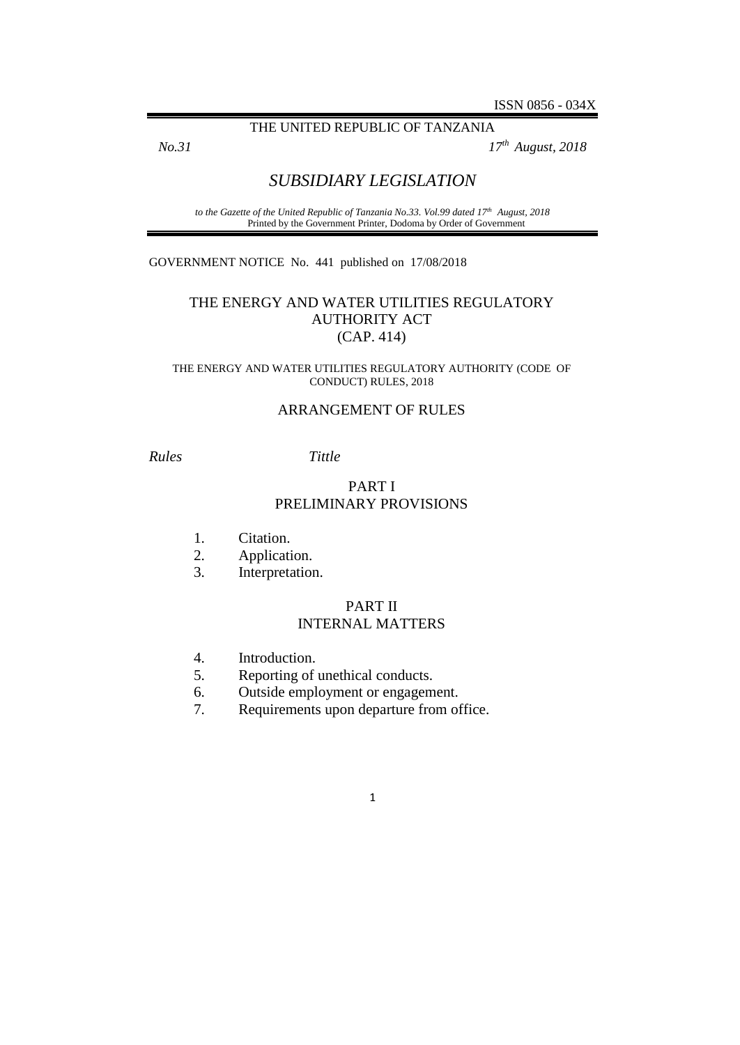ISSN 0856 - 034X

THE UNITED REPUBLIC OF TANZANIA

*No.31* *17th August, 2018*

# *SUBSIDIARY LEGISLATION*

*to the Gazette of the United Republic of Tanzania No.33. Vol.99 dated 17th August, 2018*
Printed by the Government Printer, Dodoma by Order of Government

GOVERNMENT NOTICE No. 441 published on 17/08/2018

## THE ENERGY AND WATER UTILITIES REGULATORY AUTHORITY ACT (CAP. 414)

THE ENERGY AND WATER UTILITIES REGULATORY AUTHORITY (CODE OF CONDUCT) RULES, 2018

### ARRANGEMENT OF RULES

*Rules* *Tittle*

### PART I
### PRELIMINARY PROVISIONS

1. Citation.
2. Application.
3. Interpretation.

### PART II
### INTERNAL MATTERS

4. Introduction.
5. Reporting of unethical conducts.
6. Outside employment or engagement.
7. Requirements upon departure from office.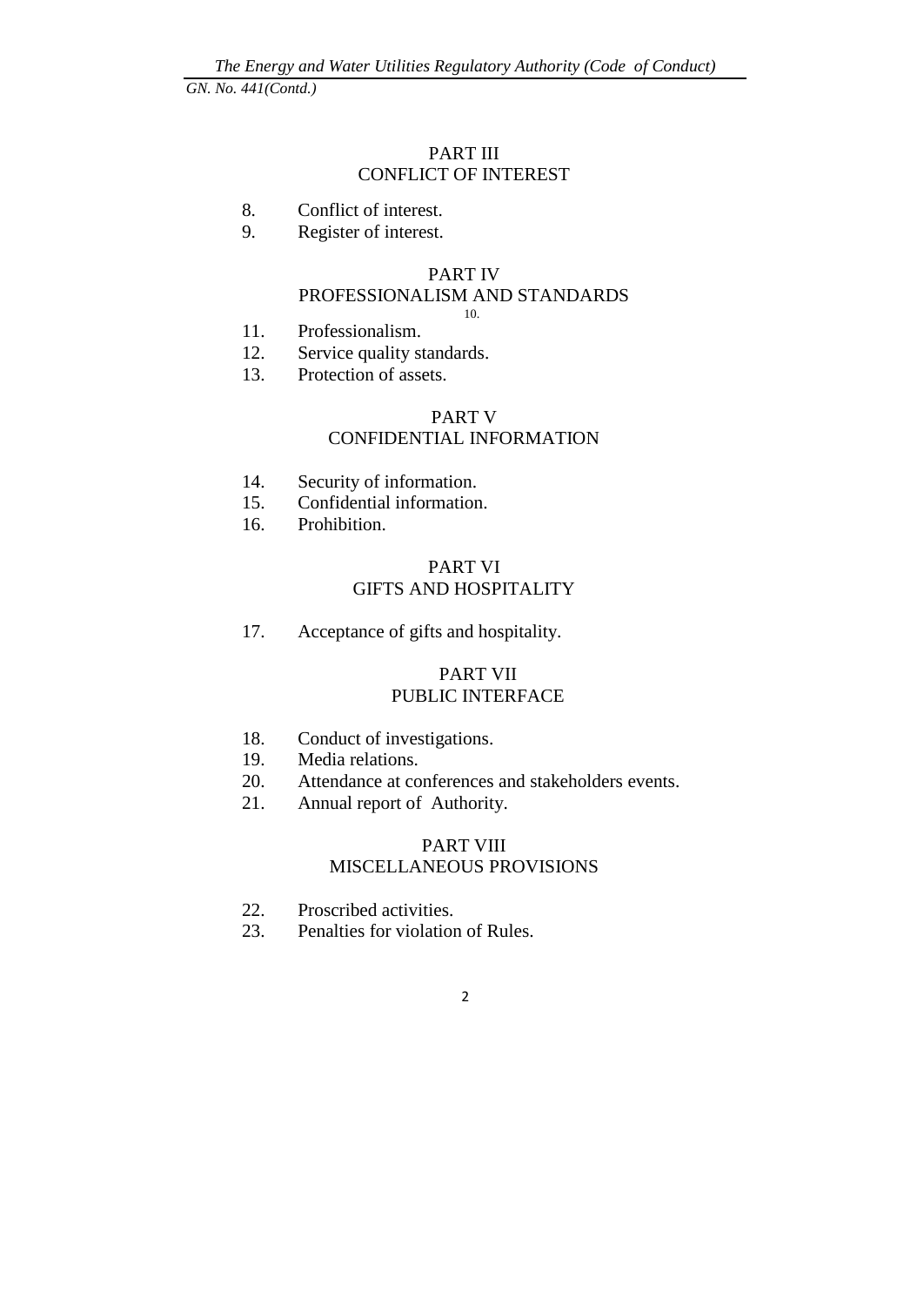PART III
CONFLICT OF INTEREST

8. Conflict of interest.
9. Register of interest.

PART IV
PROFESSIONALISM AND STANDARDS

10.

11. Professionalism.
12. Service quality standards.
13. Protection of assets.

PART V
CONFIDENTIAL INFORMATION

14. Security of information.
15. Confidential information.
16. Prohibition.

PART VI
GIFTS AND HOSPITALITY

17. Acceptance of gifts and hospitality.

PART VII
PUBLIC INTERFACE

18. Conduct of investigations.
19. Media relations.
20. Attendance at conferences and stakeholders events.
21. Annual report of Authority.

PART VIII
MISCELLANEOUS PROVISIONS

22. Proscribed activities.
23. Penalties for violation of Rules.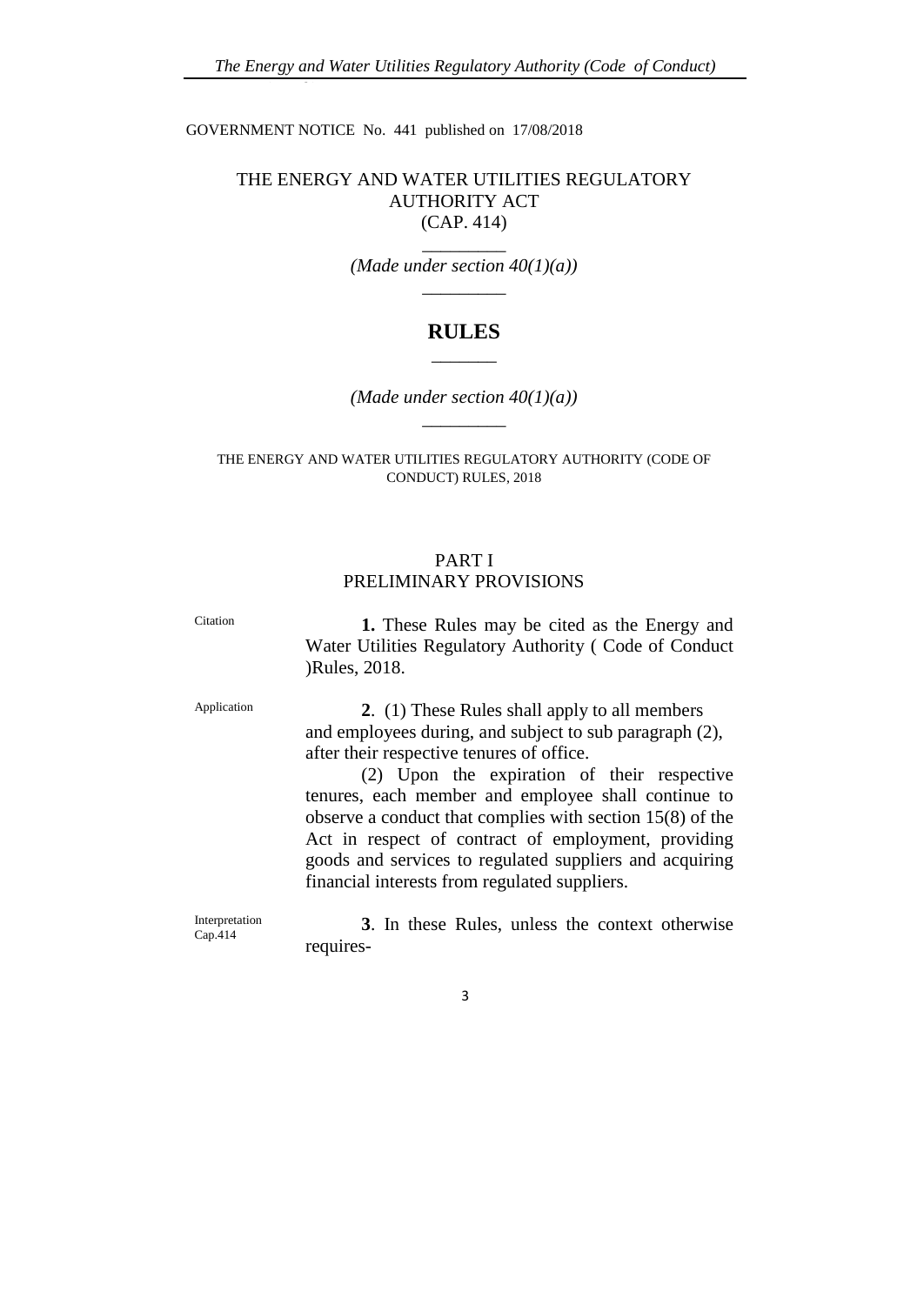GOVERNMENT NOTICE No. 441 published on 17/08/2018

# THE ENERGY AND WATER UTILITIES REGULATORY AUTHORITY ACT
(CAP. 414)

_________

*(Made under section 40(1)(a))*

_________

## RULES

_______

*(Made under section 40(1)(a))*

_________

THE ENERGY AND WATER UTILITIES REGULATORY AUTHORITY (CODE OF CONDUCT) RULES, 2018

## PART I
## PRELIMINARY PROVISIONS

Citation

**1.** These Rules may be cited as the Energy and Water Utilities Regulatory Authority ( Code of Conduct )Rules, 2018.

Application

**2**. (1) These Rules shall apply to all members and employees during, and subject to sub paragraph (2), after their respective tenures of office.

(2) Upon the expiration of their respective tenures, each member and employee shall continue to observe a conduct that complies with section 15(8) of the Act in respect of contract of employment, providing goods and services to regulated suppliers and acquiring financial interests from regulated suppliers.

Interpretation
Cap.414

**3**. In these Rules, unless the context otherwise requires-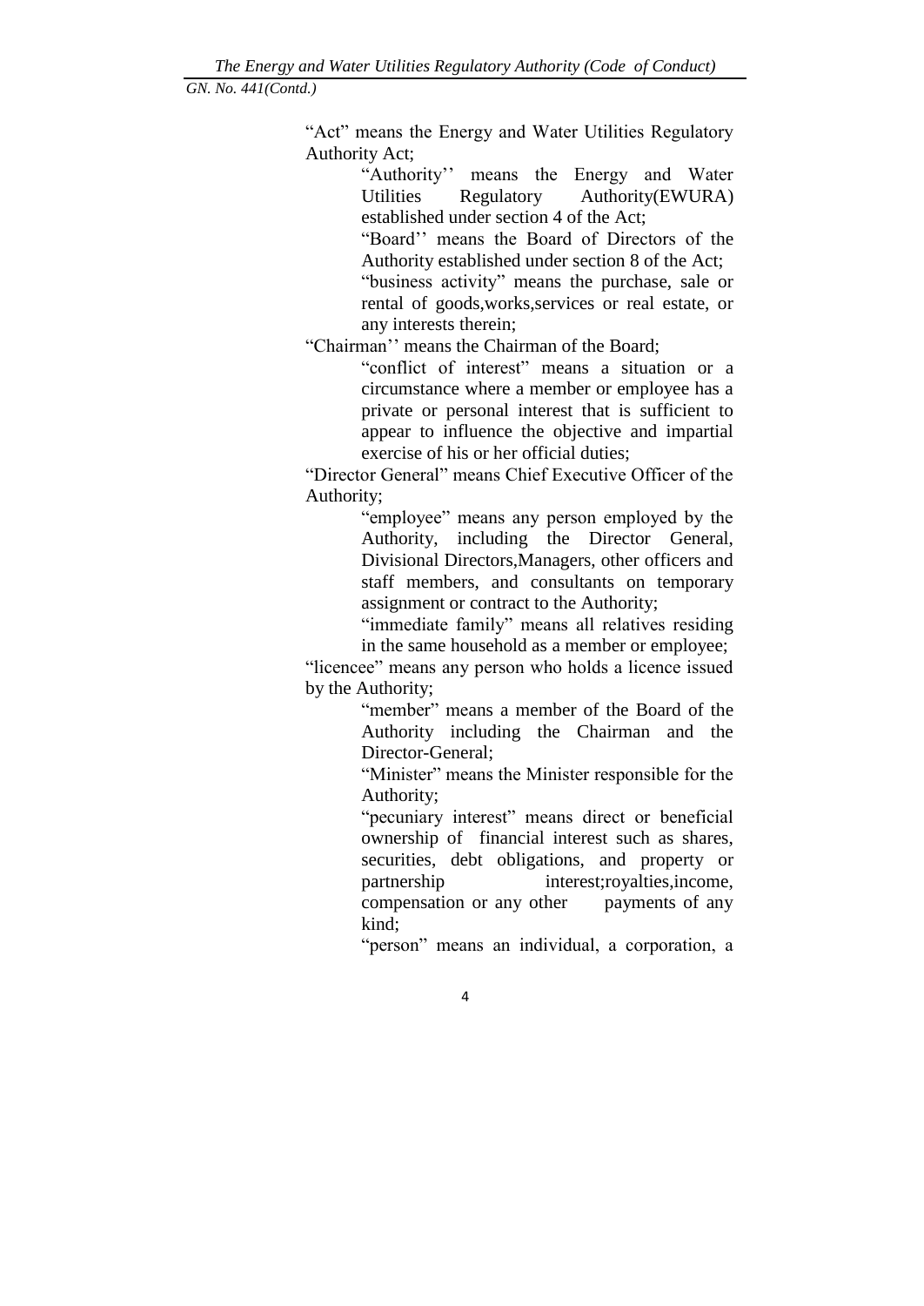"Act" means the Energy and Water Utilities Regulatory Authority Act;

"Authority'' means the Energy and Water Utilities Regulatory Authority(EWURA) established under section 4 of the Act;

"Board'' means the Board of Directors of the Authority established under section 8 of the Act;

"business activity" means the purchase, sale or rental of goods,works,services or real estate, or any interests therein;

"Chairman'' means the Chairman of the Board;

"conflict of interest" means a situation or a circumstance where a member or employee has a private or personal interest that is sufficient to appear to influence the objective and impartial exercise of his or her official duties;

"Director General" means Chief Executive Officer of the Authority;

"employee" means any person employed by the Authority, including the Director General, Divisional Directors,Managers, other officers and staff members, and consultants on temporary assignment or contract to the Authority;

"immediate family" means all relatives residing in the same household as a member or employee;

"licencee" means any person who holds a licence issued by the Authority;

"member" means a member of the Board of the Authority including the Chairman and the Director-General;

"Minister" means the Minister responsible for the Authority;

"pecuniary interest" means direct or beneficial ownership of financial interest such as shares, securities, debt obligations, and property or partnership interest;royalties,income, compensation or any other payments of any kind;

"person" means an individual, a corporation, a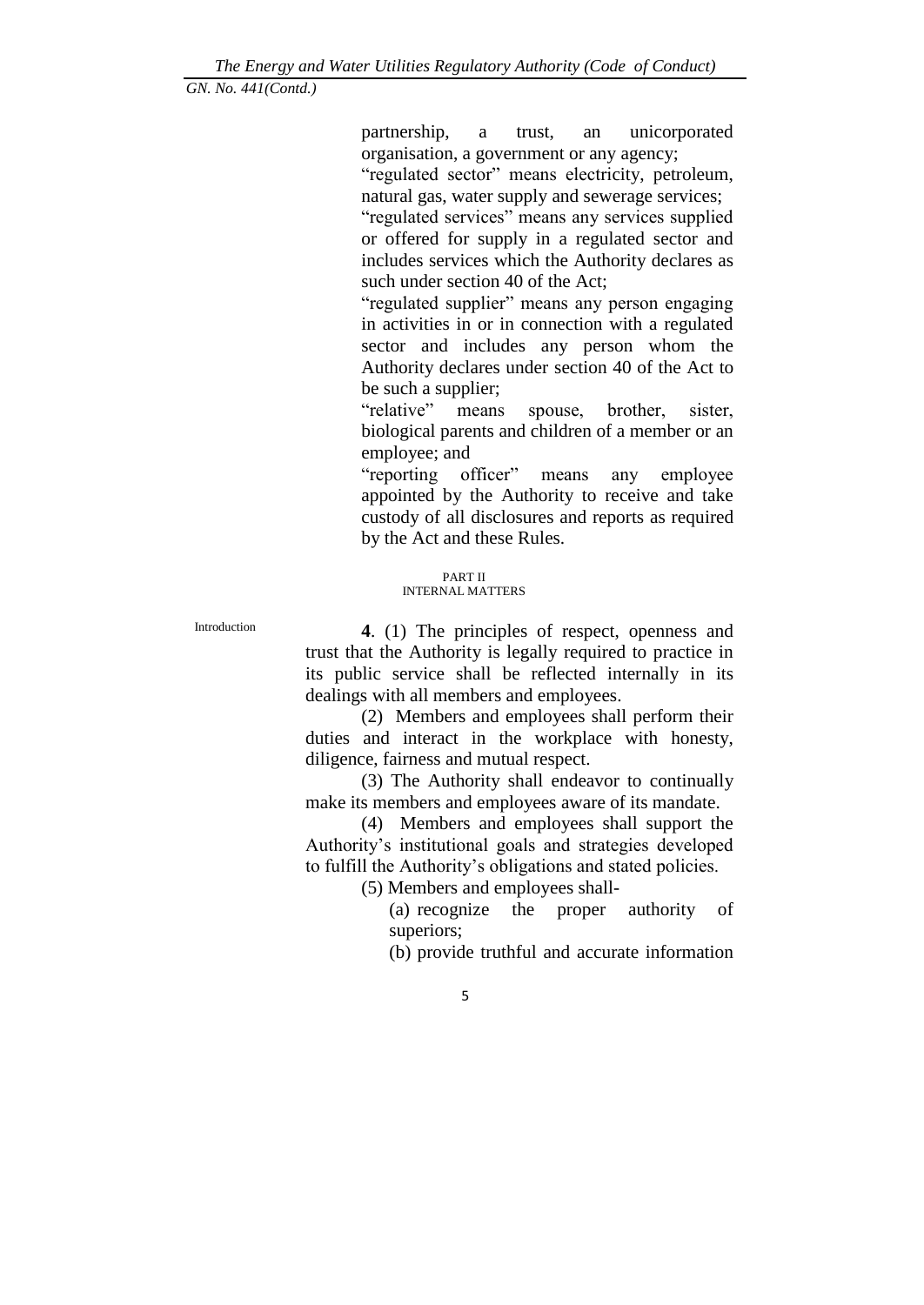partnership, a trust, an unicorporated organisation, a government or any agency;

"regulated sector" means electricity, petroleum, natural gas, water supply and sewerage services;

"regulated services" means any services supplied or offered for supply in a regulated sector and includes services which the Authority declares as such under section 40 of the Act;

"regulated supplier" means any person engaging in activities in or in connection with a regulated sector and includes any person whom the Authority declares under section 40 of the Act to be such a supplier;

"relative" means spouse, brother, sister, biological parents and children of a member or an employee; and

"reporting officer" means any employee appointed by the Authority to receive and take custody of all disclosures and reports as required by the Act and these Rules.

## PART II
## INTERNAL MATTERS

Introduction

**4**. (1) The principles of respect, openness and trust that the Authority is legally required to practice in its public service shall be reflected internally in its dealings with all members and employees.

(2) Members and employees shall perform their duties and interact in the workplace with honesty, diligence, fairness and mutual respect.

(3) The Authority shall endeavor to continually make its members and employees aware of its mandate.

(4) Members and employees shall support the Authority's institutional goals and strategies developed to fulfill the Authority's obligations and stated policies.

(5) Members and employees shall-

(a) recognize the proper authority of superiors;

(b) provide truthful and accurate information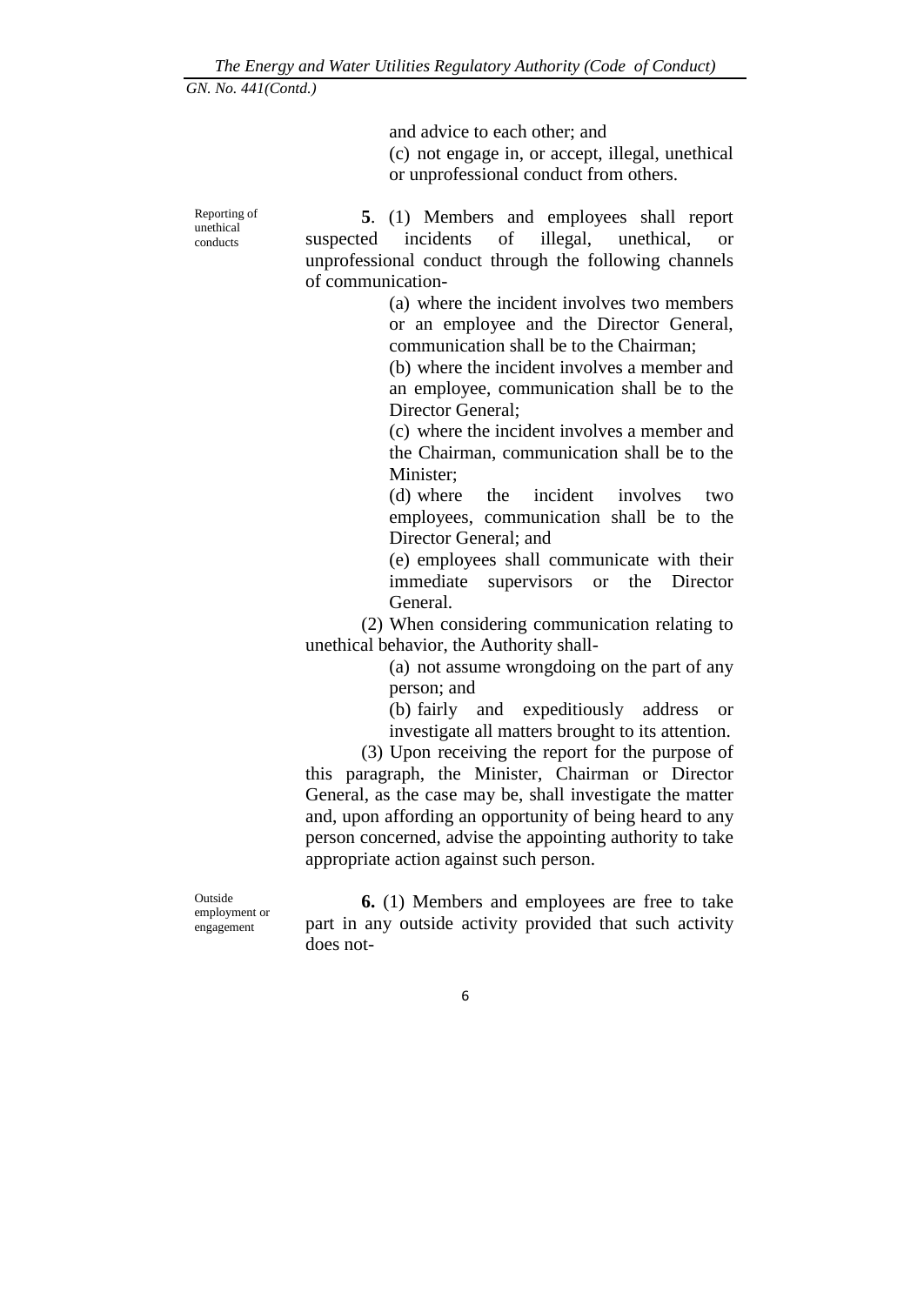and advice to each other; and

(c) not engage in, or accept, illegal, unethical or unprofessional conduct from others.

Reporting of unethical conducts

**5**. (1) Members and employees shall report suspected incidents of illegal, unethical, or unprofessional conduct through the following channels of communication-

(a) where the incident involves two members or an employee and the Director General, communication shall be to the Chairman;

(b) where the incident involves a member and an employee, communication shall be to the Director General;

(c) where the incident involves a member and the Chairman, communication shall be to the Minister;

(d) where the incident involves two employees, communication shall be to the Director General; and

(e) employees shall communicate with their immediate supervisors or the Director General.

(2) When considering communication relating to unethical behavior, the Authority shall-

(a) not assume wrongdoing on the part of any person; and

(b) fairly and expeditiously address or investigate all matters brought to its attention.

(3) Upon receiving the report for the purpose of this paragraph, the Minister, Chairman or Director General, as the case may be, shall investigate the matter and, upon affording an opportunity of being heard to any person concerned, advise the appointing authority to take appropriate action against such person.

Outside employment or engagement

**6.** (1) Members and employees are free to take part in any outside activity provided that such activity does not-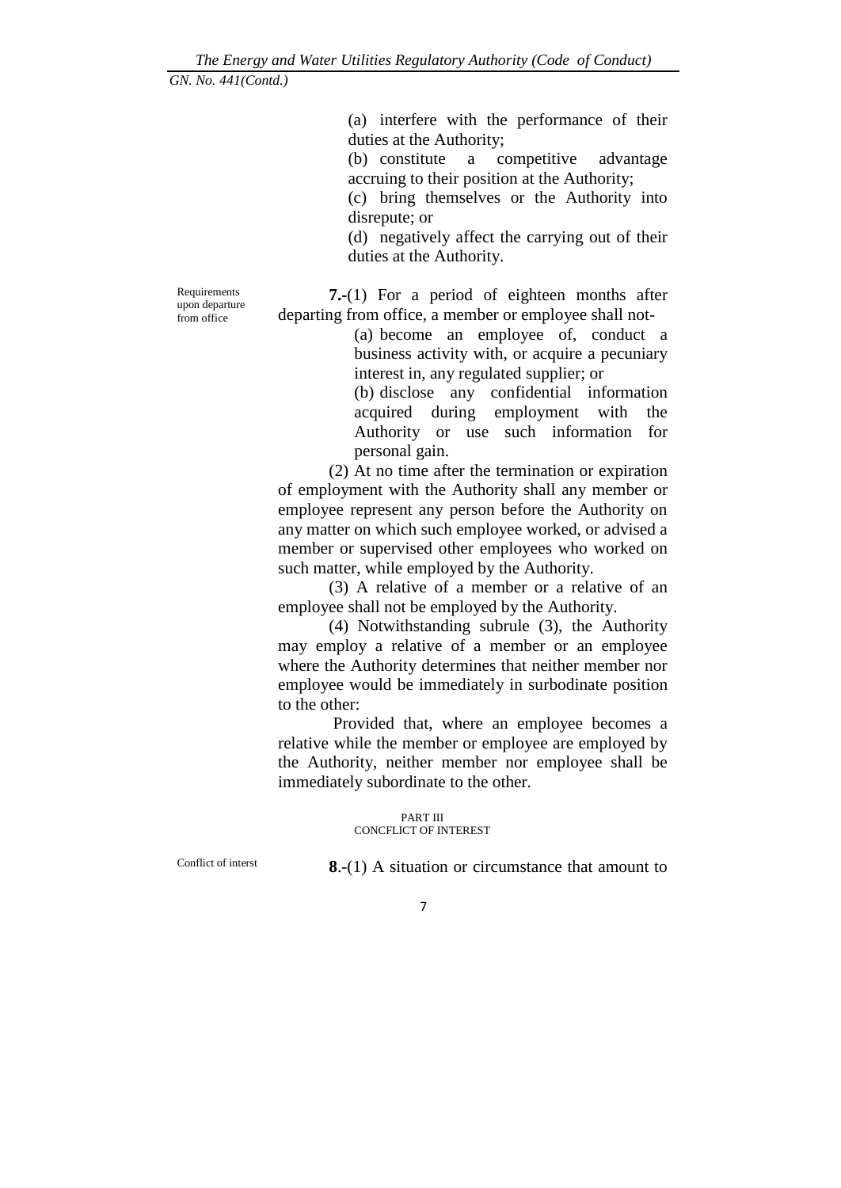(a) interfere with the performance of their duties at the Authority;

(b) constitute a competitive advantage accruing to their position at the Authority;

(c) bring themselves or the Authority into disrepute; or

(d) negatively affect the carrying out of their duties at the Authority.

Requirements upon departure from office

**7.**-(1) For a period of eighteen months after departing from office, a member or employee shall not-

(a) become an employee of, conduct a business activity with, or acquire a pecuniary interest in, any regulated supplier; or

(b) disclose any confidential information acquired during employment with the Authority or use such information for personal gain.

(2) At no time after the termination or expiration of employment with the Authority shall any member or employee represent any person before the Authority on any matter on which such employee worked, or advised a member or supervised other employees who worked on such matter, while employed by the Authority.

(3) A relative of a member or a relative of an employee shall not be employed by the Authority.

(4) Notwithstanding subrule (3), the Authority may employ a relative of a member or an employee where the Authority determines that neither member nor employee would be immediately in surbodinate position to the other:

Provided that, where an employee becomes a relative while the member or employee are employed by the Authority, neither member nor employee shall be immediately subordinate to the other.

PART III
CONCFLICT OF INTEREST

Conflict of interst

**8**.-(1) A situation or circumstance that amount to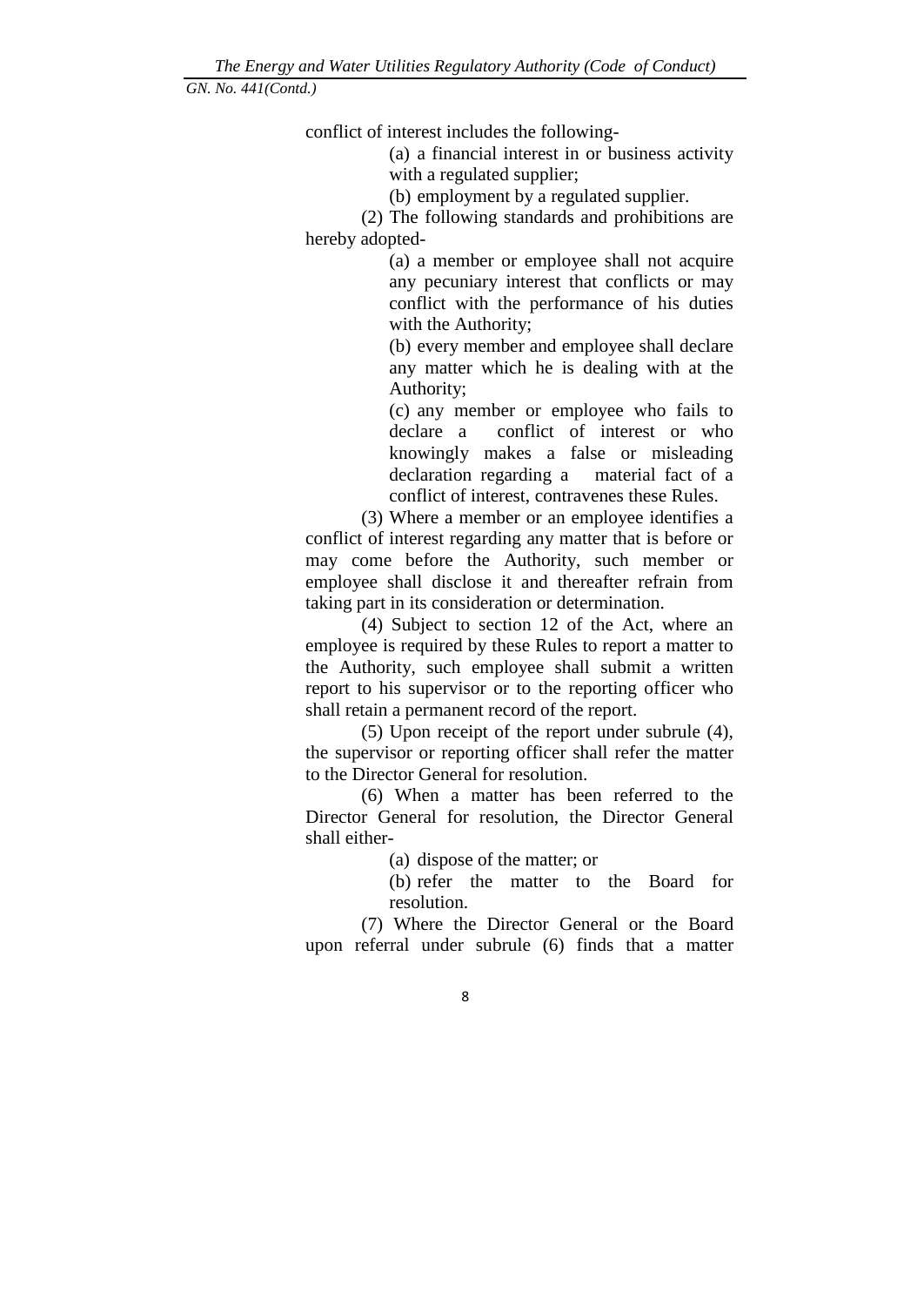conflict of interest includes the following-

(a) a financial interest in or business activity with a regulated supplier;

(b) employment by a regulated supplier.

(2) The following standards and prohibitions are hereby adopted-

(a) a member or employee shall not acquire any pecuniary interest that conflicts or may conflict with the performance of his duties with the Authority;

(b) every member and employee shall declare any matter which he is dealing with at the Authority;

(c) any member or employee who fails to declare a conflict of interest or who knowingly makes a false or misleading declaration regarding a material fact of a conflict of interest, contravenes these Rules.

(3) Where a member or an employee identifies a conflict of interest regarding any matter that is before or may come before the Authority, such member or employee shall disclose it and thereafter refrain from taking part in its consideration or determination.

(4) Subject to section 12 of the Act, where an employee is required by these Rules to report a matter to the Authority, such employee shall submit a written report to his supervisor or to the reporting officer who shall retain a permanent record of the report.

(5) Upon receipt of the report under subrule (4), the supervisor or reporting officer shall refer the matter to the Director General for resolution.

(6) When a matter has been referred to the Director General for resolution, the Director General shall either-

(a) dispose of the matter; or

(b) refer the matter to the Board for resolution.

(7) Where the Director General or the Board upon referral under subrule (6) finds that a matter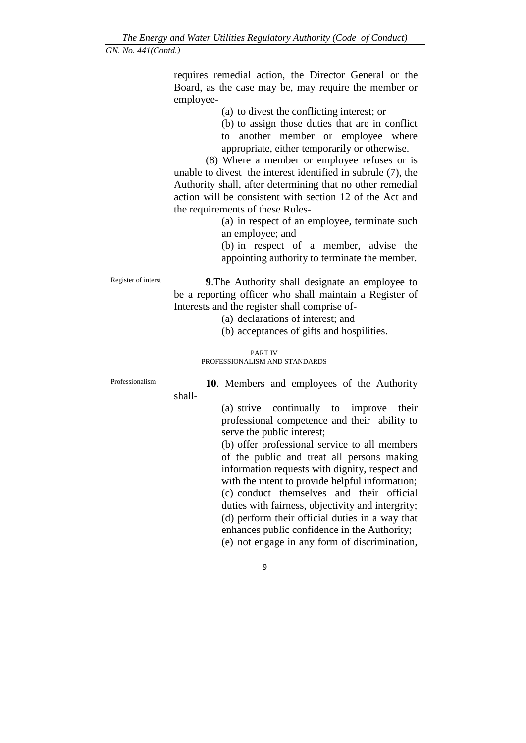requires remedial action, the Director General or the Board, as the case may be, may require the member or employee-

(a) to divest the conflicting interest; or

(b) to assign those duties that are in conflict to another member or employee where appropriate, either temporarily or otherwise.

(8) Where a member or employee refuses or is unable to divest the interest identified in subrule (7), the Authority shall, after determining that no other remedial action will be consistent with section 12 of the Act and the requirements of these Rules-

(a) in respect of an employee, terminate such an employee; and

(b) in respect of a member, advise the appointing authority to terminate the member.

Register of interst

**9**.The Authority shall designate an employee to be a reporting officer who shall maintain a Register of Interests and the register shall comprise of-

(a) declarations of interest; and

(b) acceptances of gifts and hospilities.

## PART IV
## PROFESSIONALISM AND STANDARDS

Professionalism

**10**. Members and employees of the Authority shall-

(a) strive continually to improve their professional competence and their ability to serve the public interest;

(b) offer professional service to all members of the public and treat all persons making information requests with dignity, respect and with the intent to provide helpful information;

(c) conduct themselves and their official duties with fairness, objectivity and intergrity;

(d) perform their official duties in a way that enhances public confidence in the Authority;

(e) not engage in any form of discrimination,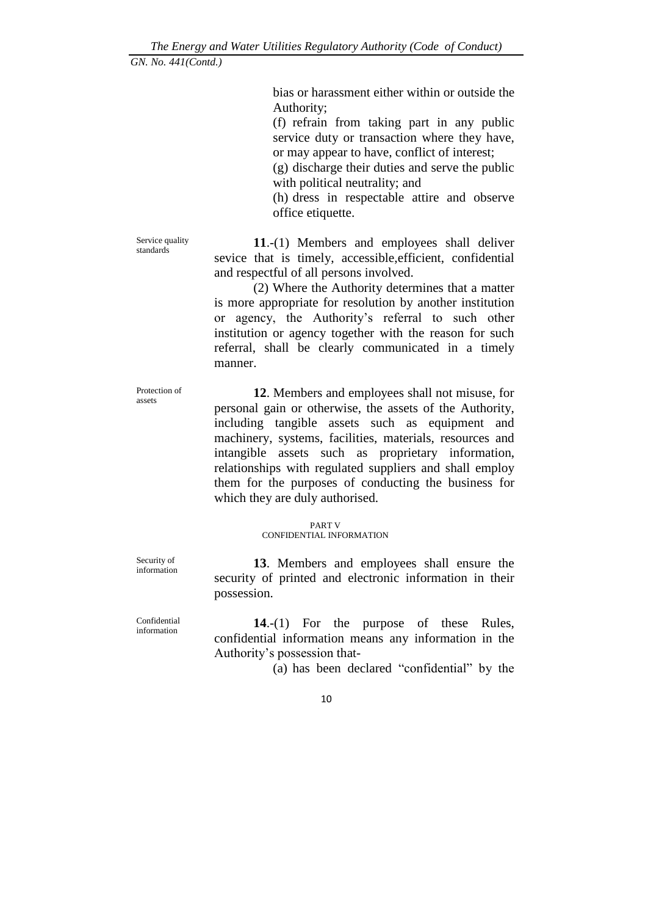bias or harassment either within or outside the Authority;

(f) refrain from taking part in any public service duty or transaction where they have, or may appear to have, conflict of interest;

(g) discharge their duties and serve the public with political neutrality; and

(h) dress in respectable attire and observe office etiquette.

Service quality standards

**11**.-(1) Members and employees shall deliver sevice that is timely, accessible,efficient, confidential and respectful of all persons involved.

(2) Where the Authority determines that a matter is more appropriate for resolution by another institution or agency, the Authority's referral to such other institution or agency together with the reason for such referral, shall be clearly communicated in a timely manner.

Protection of assets

**12**. Members and employees shall not misuse, for personal gain or otherwise, the assets of the Authority, including tangible assets such as equipment and machinery, systems, facilities, materials, resources and intangible assets such as proprietary information, relationships with regulated suppliers and shall employ them for the purposes of conducting the business for which they are duly authorised.

## PART V
## CONFIDENTIAL INFORMATION

Security of information

**13**. Members and employees shall ensure the security of printed and electronic information in their possession.

Confidential information

**14**.-(1) For the purpose of these Rules, confidential information means any information in the Authority's possession that-

(a) has been declared "confidential" by the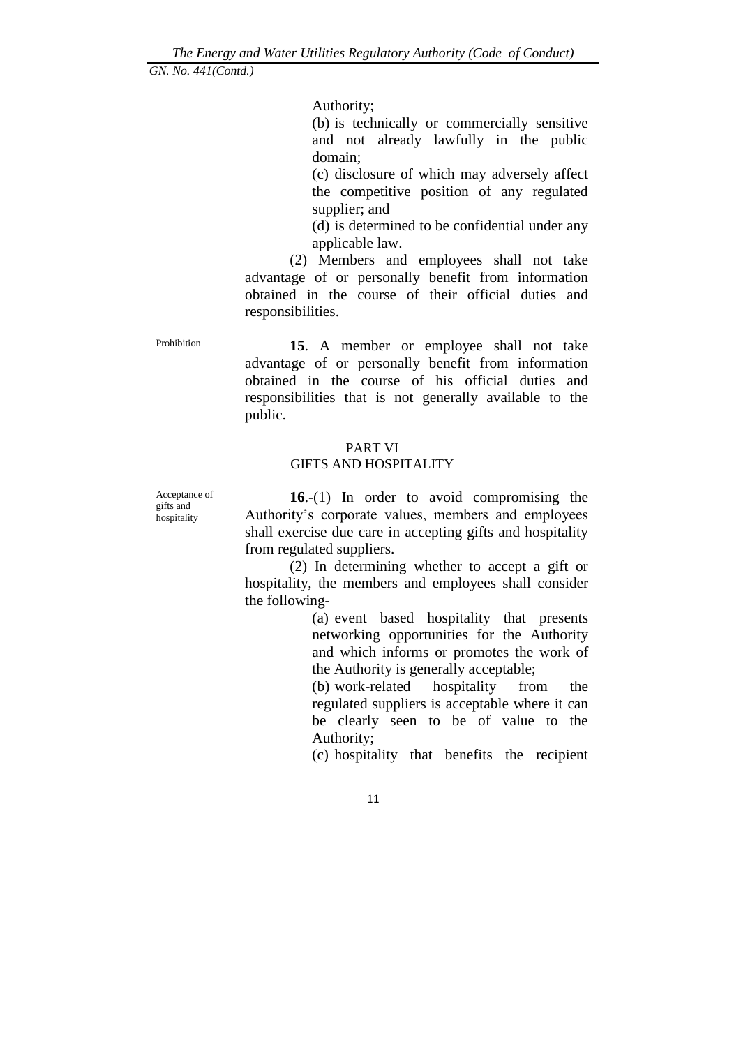Authority;

(b) is technically or commercially sensitive and not already lawfully in the public domain;

(c) disclosure of which may adversely affect the competitive position of any regulated supplier; and

(d) is determined to be confidential under any applicable law.

(2) Members and employees shall not take advantage of or personally benefit from information obtained in the course of their official duties and responsibilities.

Prohibition

**15**. A member or employee shall not take advantage of or personally benefit from information obtained in the course of his official duties and responsibilities that is not generally available to the public.

## PART VI
## GIFTS AND HOSPITALITY

Acceptance of gifts and hospitality

**16**.-(1) In order to avoid compromising the Authority's corporate values, members and employees shall exercise due care in accepting gifts and hospitality from regulated suppliers.

(2) In determining whether to accept a gift or hospitality, the members and employees shall consider the following-

(a) event based hospitality that presents networking opportunities for the Authority and which informs or promotes the work of the Authority is generally acceptable;

(b) work-related hospitality from the regulated suppliers is acceptable where it can be clearly seen to be of value to the Authority;

(c) hospitality that benefits the recipient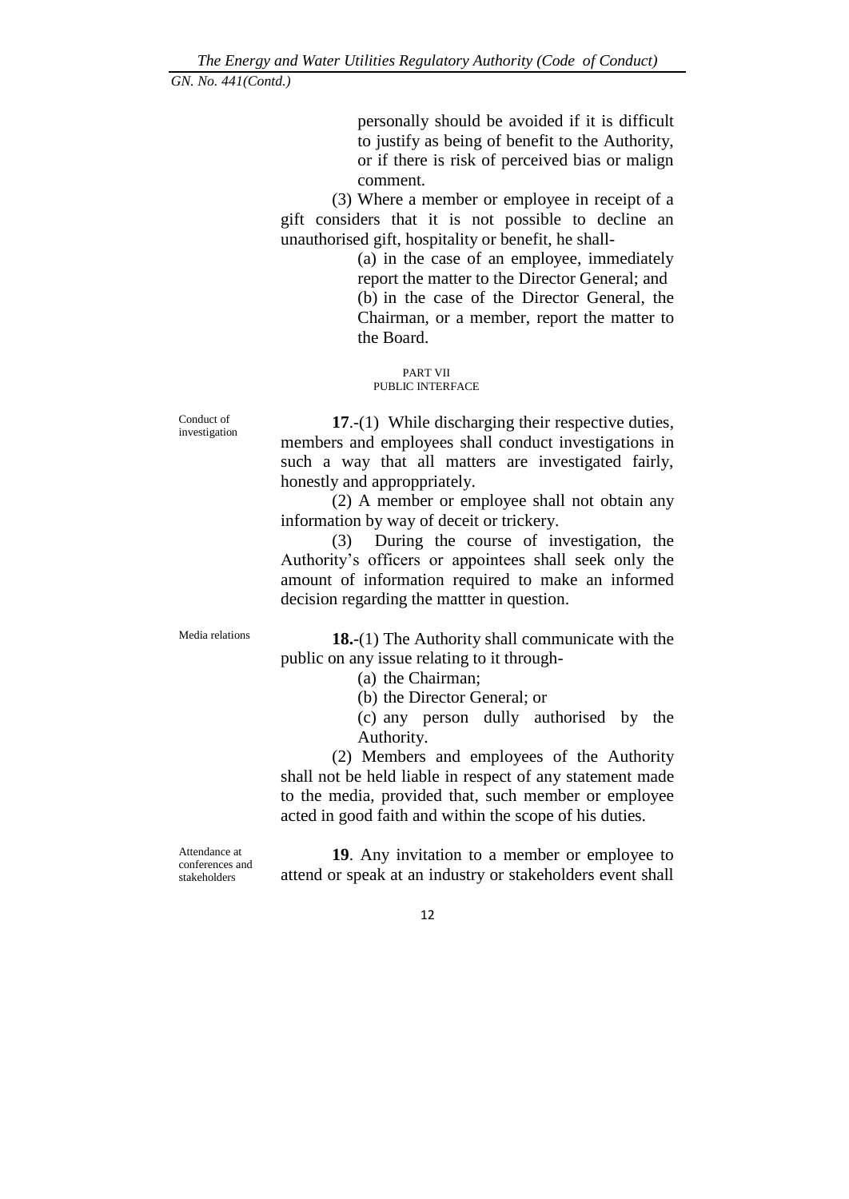personally should be avoided if it is difficult to justify as being of benefit to the Authority, or if there is risk of perceived bias or malign comment.

(3) Where a member or employee in receipt of a gift considers that it is not possible to decline an unauthorised gift, hospitality or benefit, he shall-

(a) in the case of an employee, immediately report the matter to the Director General; and

(b) in the case of the Director General, the Chairman, or a member, report the matter to the Board.

## PART VII
## PUBLIC INTERFACE

Conduct of investigation

**17**.-(1) While discharging their respective duties, members and employees shall conduct investigations in such a way that all matters are investigated fairly, honestly and approppriately.

(2) A member or employee shall not obtain any information by way of deceit or trickery.

(3) During the course of investigation, the Authority's officers or appointees shall seek only the amount of information required to make an informed decision regarding the mattter in question.

Media relations

**18.**-(1) The Authority shall communicate with the public on any issue relating to it through-

(a) the Chairman;

(b) the Director General; or

(c) any person dully authorised by the Authority.

(2) Members and employees of the Authority shall not be held liable in respect of any statement made to the media, provided that, such member or employee acted in good faith and within the scope of his duties.

Attendance at conferences and stakeholders

**19**. Any invitation to a member or employee to attend or speak at an industry or stakeholders event shall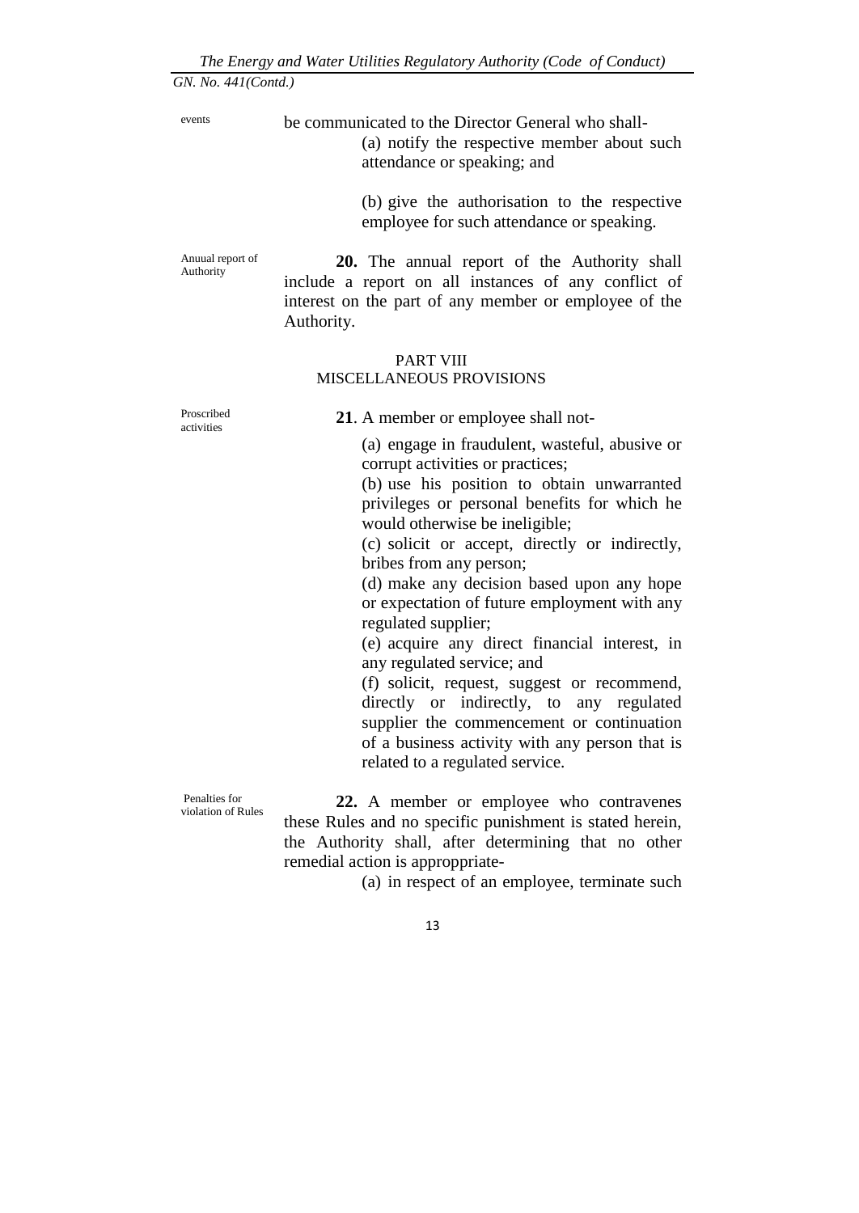events

be communicated to the Director General who shall-

(a) notify the respective member about such attendance or speaking; and

(b) give the authorisation to the respective employee for such attendance or speaking.

Anuual report of Authority

**20.** The annual report of the Authority shall include a report on all instances of any conflict of interest on the part of any member or employee of the Authority.

## PART VIII
## MISCELLANEOUS PROVISIONS

Proscribed activities

**21**. A member or employee shall not-

(a) engage in fraudulent, wasteful, abusive or corrupt activities or practices;

(b) use his position to obtain unwarranted privileges or personal benefits for which he would otherwise be ineligible;

(c) solicit or accept, directly or indirectly, bribes from any person;

(d) make any decision based upon any hope or expectation of future employment with any regulated supplier;

(e) acquire any direct financial interest, in any regulated service; and

(f) solicit, request, suggest or recommend, directly or indirectly, to any regulated supplier the commencement or continuation of a business activity with any person that is related to a regulated service.

Penalties for violation of Rules

**22.** A member or employee who contravenes these Rules and no specific punishment is stated herein, the Authority shall, after determining that no other remedial action is approppriate-

(a) in respect of an employee, terminate such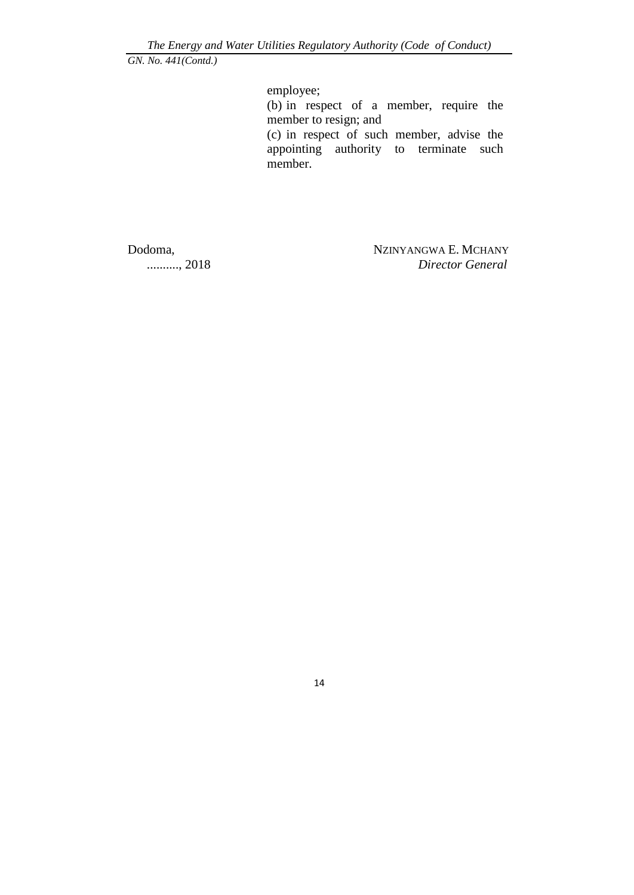employee;

(b) in respect of a member, require the member to resign; and

(c) in respect of such member, advise the appointing authority to terminate such member.

Dodoma,
.........., 2018

NZINYANGWA E. MCHANY
*Director General*